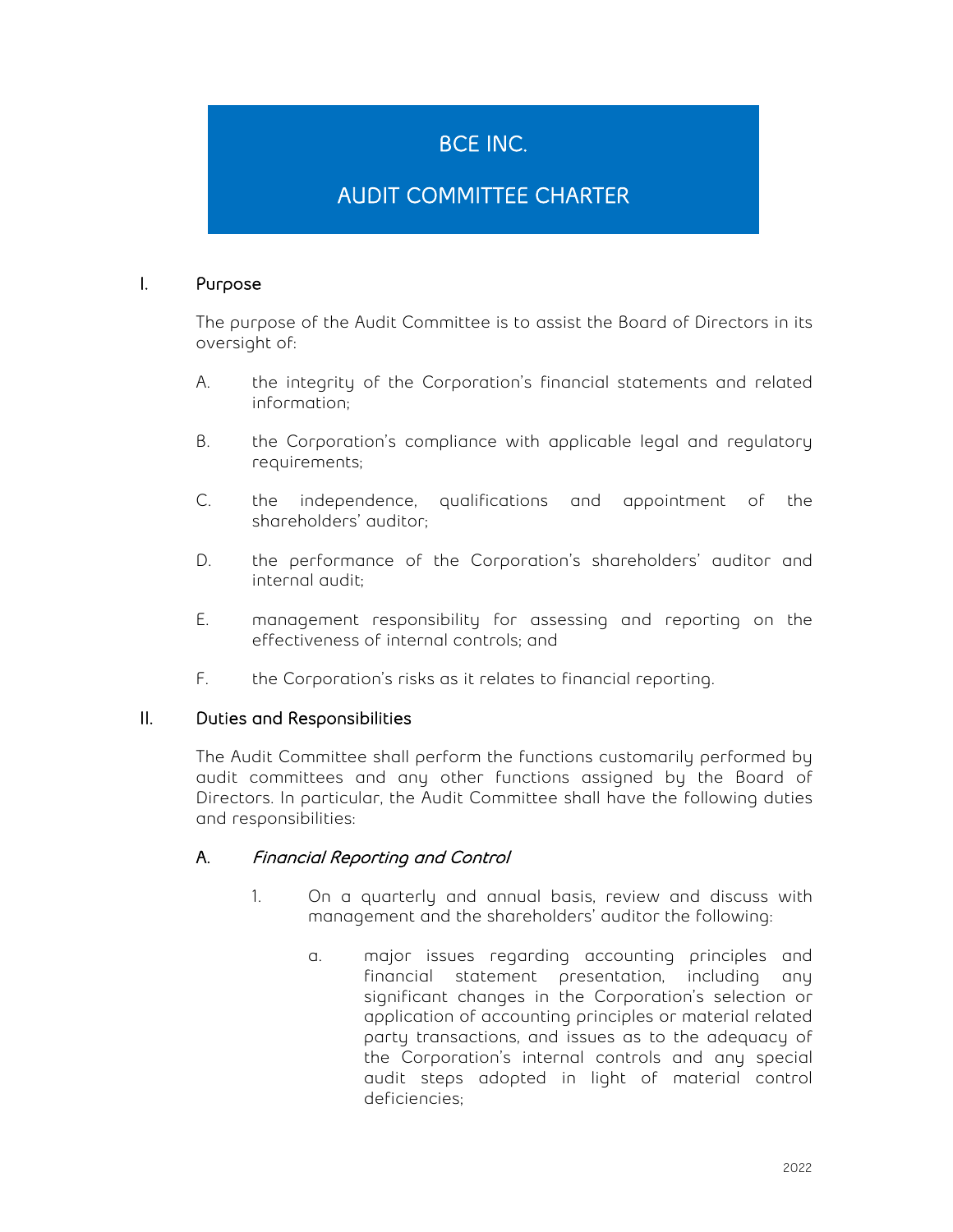# BCE INC.

# AUDIT COMMITTEE CHARTER

## I. Purpose

The purpose of the Audit Committee is to assist the Board of Directors in its oversight of:

A. the integrity of the Corporation's financial statements and related information;

B. the Corporation's compliance with applicable legal and regulatory requirements;

C. the independence, qualifications and appointment of the shareholders' auditor;

D. the performance of the Corporation's shareholders' auditor and internal audit;

E. management responsibility for assessing and reporting on the effectiveness of internal controls; and

F. the Corporation's risks as it relates to financial reporting.

## II. Duties and Responsibilities

The Audit Committee shall perform the functions customarily performed by audit committees and any other functions assigned by the Board of Directors. In particular, the Audit Committee shall have the following duties and responsibilities:

### A. *Financial Reporting and Control*

1. On a quarterly and annual basis, review and discuss with management and the shareholders' auditor the following:

   a. major issues regarding accounting principles and financial statement presentation, including any significant changes in the Corporation's selection or application of accounting principles or material related party transactions, and issues as to the adequacy of the Corporation's internal controls and any special audit steps adopted in light of material control deficiencies;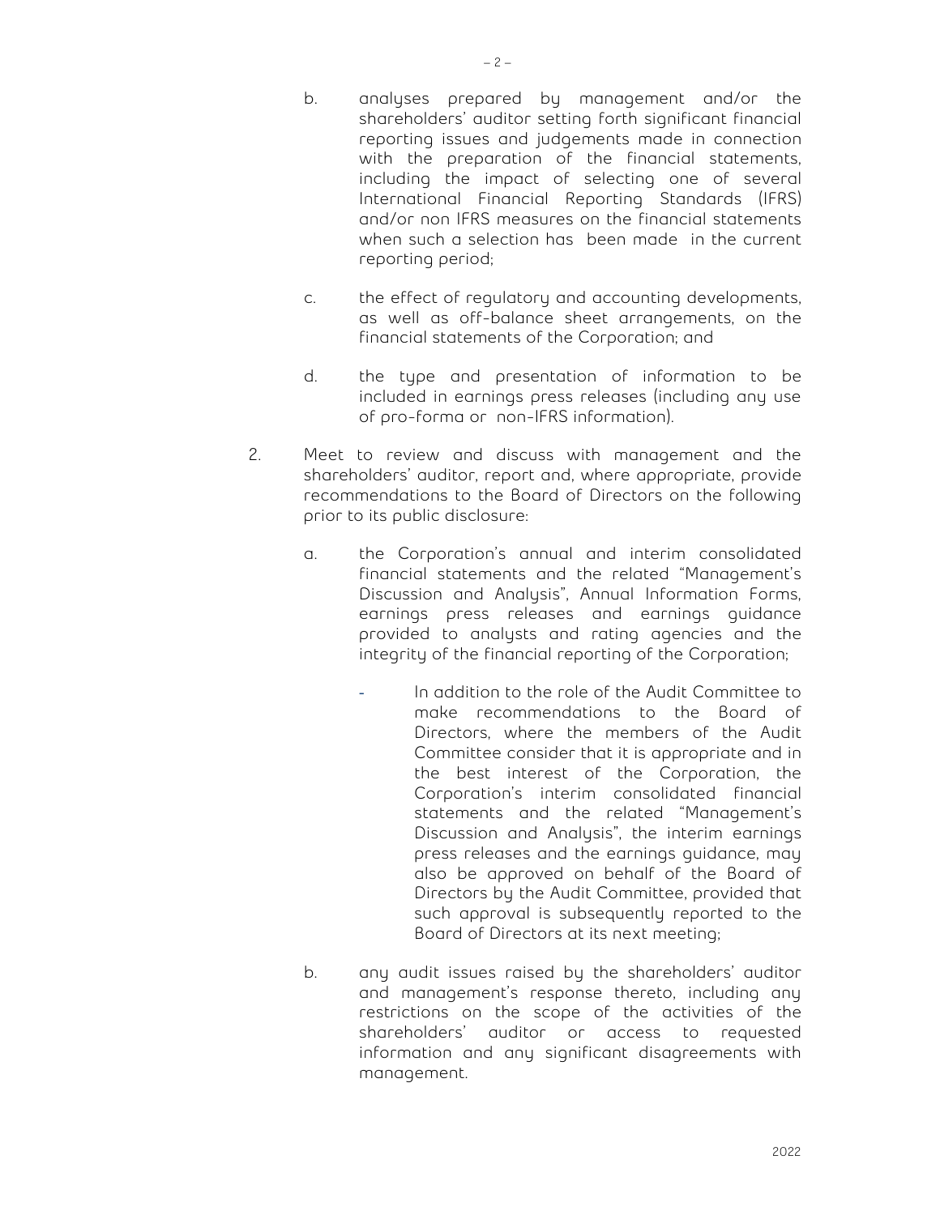b. analyses prepared by management and/or the shareholders' auditor setting forth significant financial reporting issues and judgements made in connection with the preparation of the financial statements, including the impact of selecting one of several International Financial Reporting Standards (IFRS) and/or non IFRS measures on the financial statements when such a selection has been made in the current reporting period;

c. the effect of regulatory and accounting developments, as well as off-balance sheet arrangements, on the financial statements of the Corporation; and

d. the type and presentation of information to be included in earnings press releases (including any use of pro-forma or non-IFRS information).

2. Meet to review and discuss with management and the shareholders' auditor, report and, where appropriate, provide recommendations to the Board of Directors on the following prior to its public disclosure:

   a. the Corporation's annual and interim consolidated financial statements and the related "Management's Discussion and Analysis", Annual Information Forms, earnings press releases and earnings guidance provided to analysts and rating agencies and the integrity of the financial reporting of the Corporation;

      - In addition to the role of the Audit Committee to make recommendations to the Board of Directors, where the members of the Audit Committee consider that it is appropriate and in the best interest of the Corporation, the Corporation's interim consolidated financial statements and the related "Management's Discussion and Analysis", the interim earnings press releases and the earnings guidance, may also be approved on behalf of the Board of Directors by the Audit Committee, provided that such approval is subsequently reported to the Board of Directors at its next meeting;

   b. any audit issues raised by the shareholders' auditor and management's response thereto, including any restrictions on the scope of the activities of the shareholders' auditor or access to requested information and any significant disagreements with management.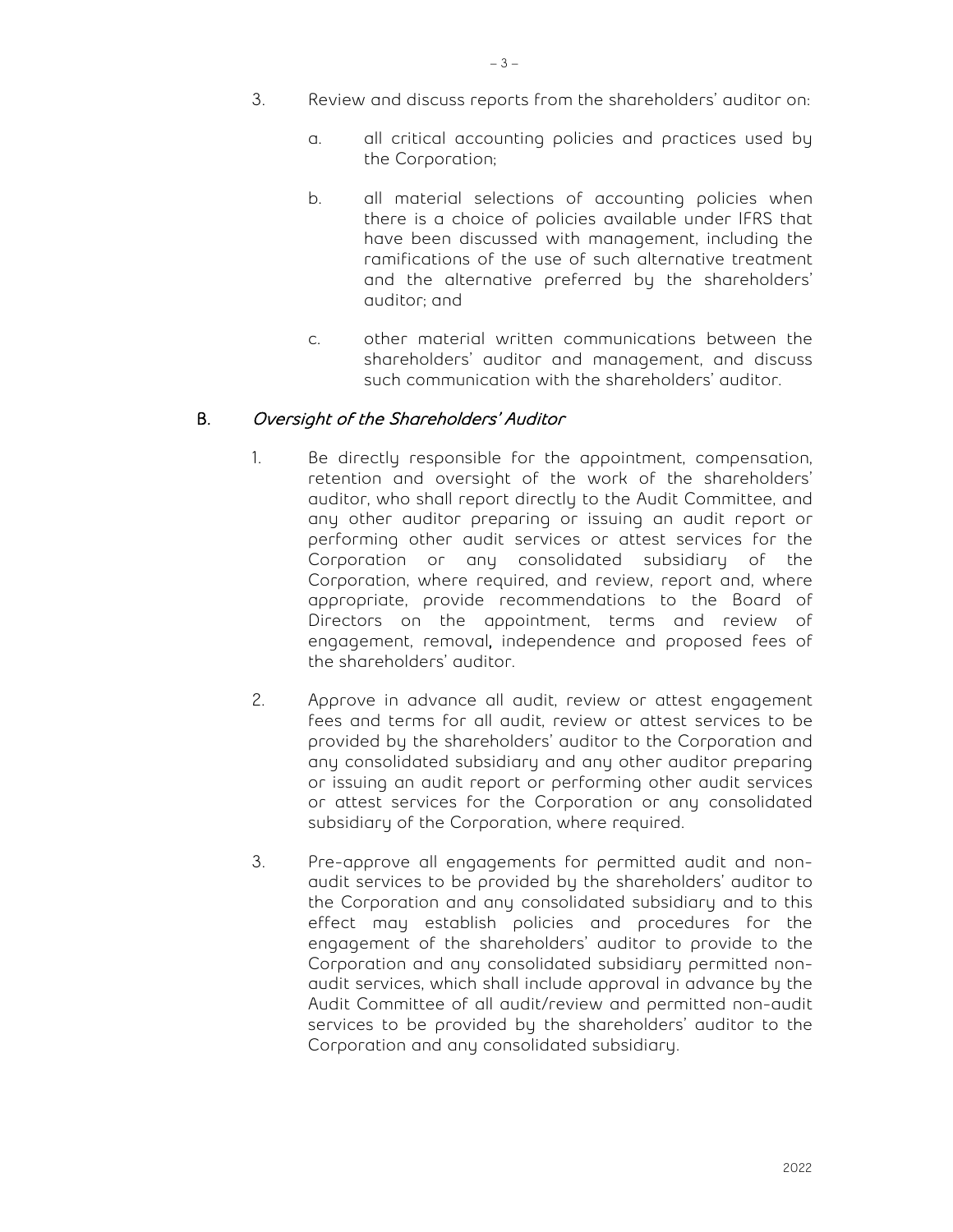3. Review and discuss reports from the shareholders' auditor on:

   a. all critical accounting policies and practices used by the Corporation;

   b. all material selections of accounting policies when there is a choice of policies available under IFRS that have been discussed with management, including the ramifications of the use of such alternative treatment and the alternative preferred by the shareholders' auditor; and

   c. other material written communications between the shareholders' auditor and management, and discuss such communication with the shareholders' auditor.

## B. *Oversight of the Shareholders' Auditor*

1. Be directly responsible for the appointment, compensation, retention and oversight of the work of the shareholders' auditor, who shall report directly to the Audit Committee, and any other auditor preparing or issuing an audit report or performing other audit services or attest services for the Corporation or any consolidated subsidiary of the Corporation, where required, and review, report and, where appropriate, provide recommendations to the Board of Directors on the appointment, terms and review of engagement, removal, independence and proposed fees of the shareholders' auditor.

2. Approve in advance all audit, review or attest engagement fees and terms for all audit, review or attest services to be provided by the shareholders' auditor to the Corporation and any consolidated subsidiary and any other auditor preparing or issuing an audit report or performing other audit services or attest services for the Corporation or any consolidated subsidiary of the Corporation, where required.

3. Pre-approve all engagements for permitted audit and non-audit services to be provided by the shareholders' auditor to the Corporation and any consolidated subsidiary and to this effect may establish policies and procedures for the engagement of the shareholders' auditor to provide to the Corporation and any consolidated subsidiary permitted non-audit services, which shall include approval in advance by the Audit Committee of all audit/review and permitted non-audit services to be provided by the shareholders' auditor to the Corporation and any consolidated subsidiary.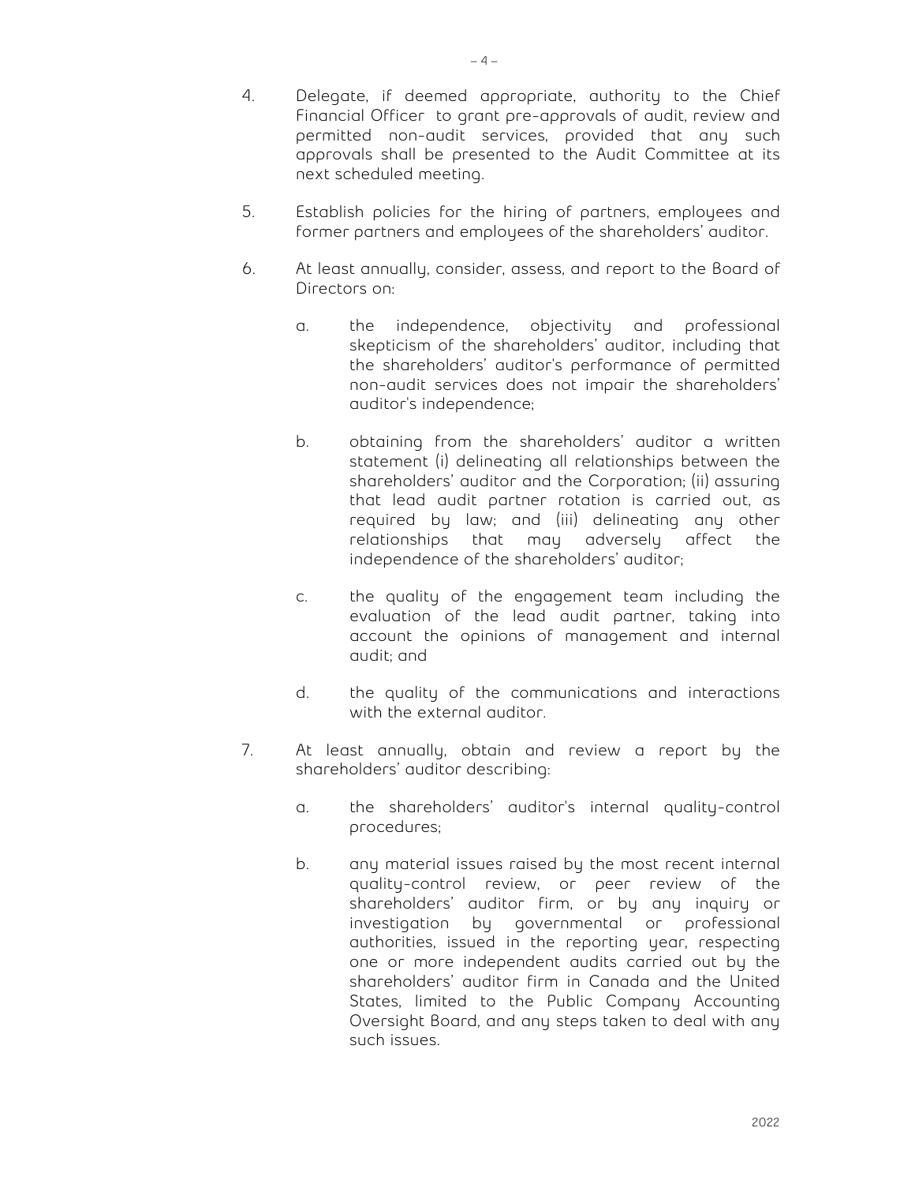4. Delegate, if deemed appropriate, authority to the Chief Financial Officer to grant pre-approvals of audit, review and permitted non-audit services, provided that any such approvals shall be presented to the Audit Committee at its next scheduled meeting.

5. Establish policies for the hiring of partners, employees and former partners and employees of the shareholders' auditor.

6. At least annually, consider, assess, and report to the Board of Directors on:

   a. the independence, objectivity and professional skepticism of the shareholders' auditor, including that the shareholders' auditor's performance of permitted non-audit services does not impair the shareholders' auditor's independence;

   b. obtaining from the shareholders' auditor a written statement (i) delineating all relationships between the shareholders' auditor and the Corporation; (ii) assuring that lead audit partner rotation is carried out, as required by law; and (iii) delineating any other relationships that may adversely affect the independence of the shareholders' auditor;

   c. the quality of the engagement team including the evaluation of the lead audit partner, taking into account the opinions of management and internal audit; and

   d. the quality of the communications and interactions with the external auditor.

7. At least annually, obtain and review a report by the shareholders' auditor describing:

   a. the shareholders' auditor's internal quality-control procedures;

   b. any material issues raised by the most recent internal quality-control review, or peer review of the shareholders' auditor firm, or by any inquiry or investigation by governmental or professional authorities, issued in the reporting year, respecting one or more independent audits carried out by the shareholders' auditor firm in Canada and the United States, limited to the Public Company Accounting Oversight Board, and any steps taken to deal with any such issues.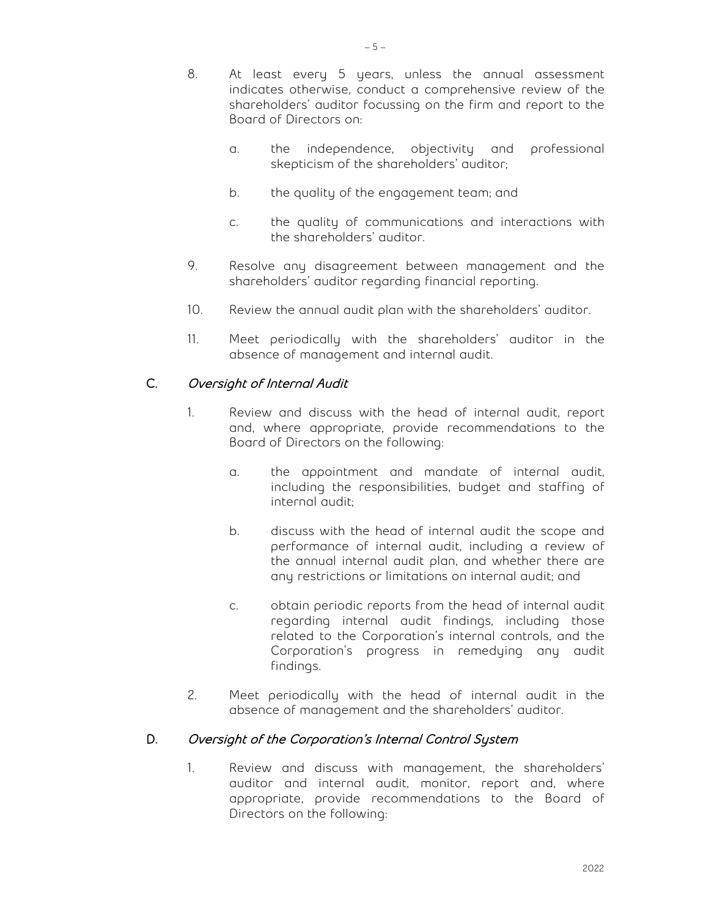8. At least every 5 years, unless the annual assessment indicates otherwise, conduct a comprehensive review of the shareholders' auditor focussing on the firm and report to the Board of Directors on:

   a. the independence, objectivity and professional skepticism of the shareholders' auditor;

   b. the quality of the engagement team; and

   c. the quality of communications and interactions with the shareholders' auditor.

9. Resolve any disagreement between management and the shareholders' auditor regarding financial reporting.

10. Review the annual audit plan with the shareholders' auditor.

11. Meet periodically with the shareholders' auditor in the absence of management and internal audit.

## C. *Oversight of Internal Audit*

1. Review and discuss with the head of internal audit, report and, where appropriate, provide recommendations to the Board of Directors on the following:

   a. the appointment and mandate of internal audit, including the responsibilities, budget and staffing of internal audit;

   b. discuss with the head of internal audit the scope and performance of internal audit, including a review of the annual internal audit plan, and whether there are any restrictions or limitations on internal audit; and

   c. obtain periodic reports from the head of internal audit regarding internal audit findings, including those related to the Corporation's internal controls, and the Corporation's progress in remedying any audit findings.

2. Meet periodically with the head of internal audit in the absence of management and the shareholders' auditor.

## D. *Oversight of the Corporation's Internal Control System*

1. Review and discuss with management, the shareholders' auditor and internal audit, monitor, report and, where appropriate, provide recommendations to the Board of Directors on the following: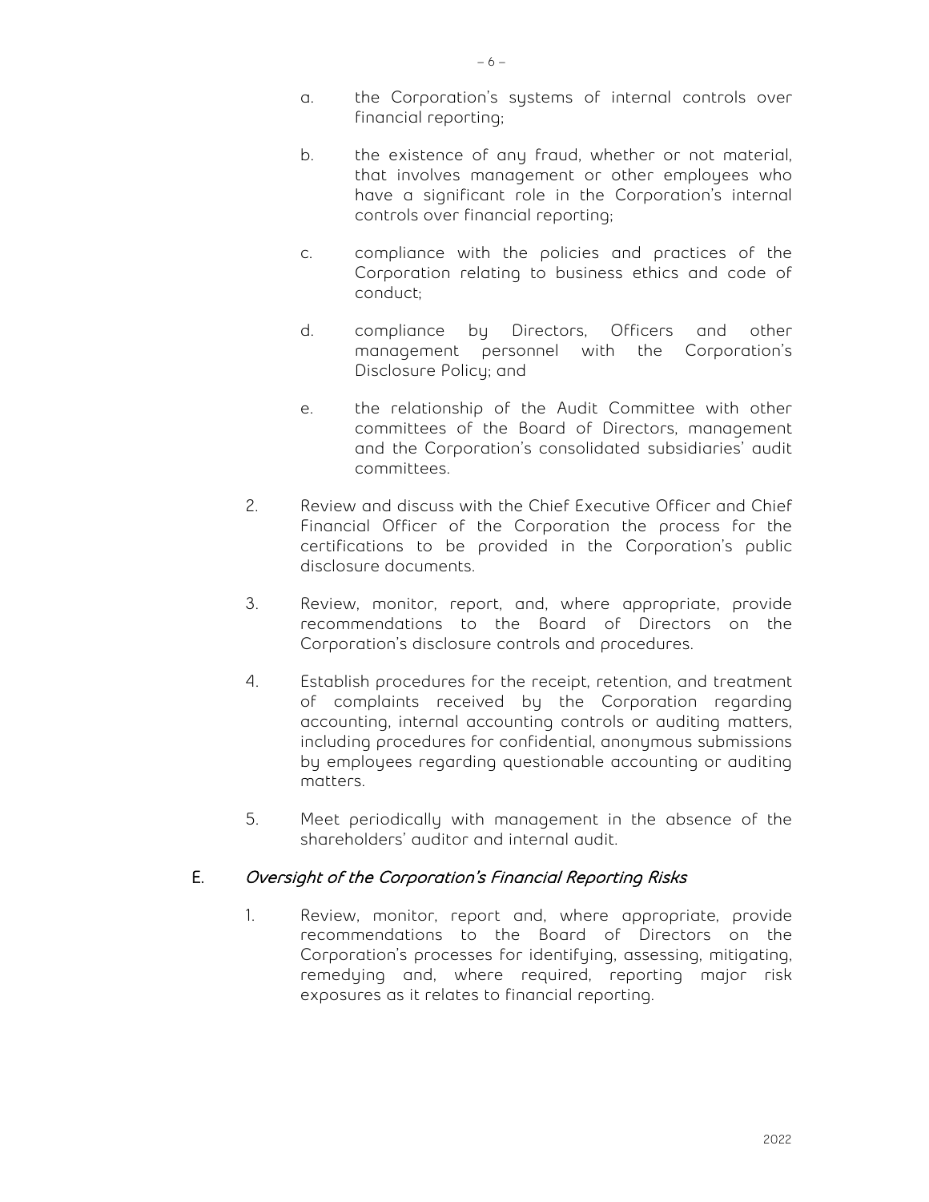a. the Corporation's systems of internal controls over financial reporting;

b. the existence of any fraud, whether or not material, that involves management or other employees who have a significant role in the Corporation's internal controls over financial reporting;

c. compliance with the policies and practices of the Corporation relating to business ethics and code of conduct;

d. compliance by Directors, Officers and other management personnel with the Corporation's Disclosure Policy; and

e. the relationship of the Audit Committee with other committees of the Board of Directors, management and the Corporation's consolidated subsidiaries' audit committees.

2. Review and discuss with the Chief Executive Officer and Chief Financial Officer of the Corporation the process for the certifications to be provided in the Corporation's public disclosure documents.

3. Review, monitor, report, and, where appropriate, provide recommendations to the Board of Directors on the Corporation's disclosure controls and procedures.

4. Establish procedures for the receipt, retention, and treatment of complaints received by the Corporation regarding accounting, internal accounting controls or auditing matters, including procedures for confidential, anonymous submissions by employees regarding questionable accounting or auditing matters.

5. Meet periodically with management in the absence of the shareholders' auditor and internal audit.

## E. *Oversight of the Corporation's Financial Reporting Risks*

1. Review, monitor, report and, where appropriate, provide recommendations to the Board of Directors on the Corporation's processes for identifying, assessing, mitigating, remedying and, where required, reporting major risk exposures as it relates to financial reporting.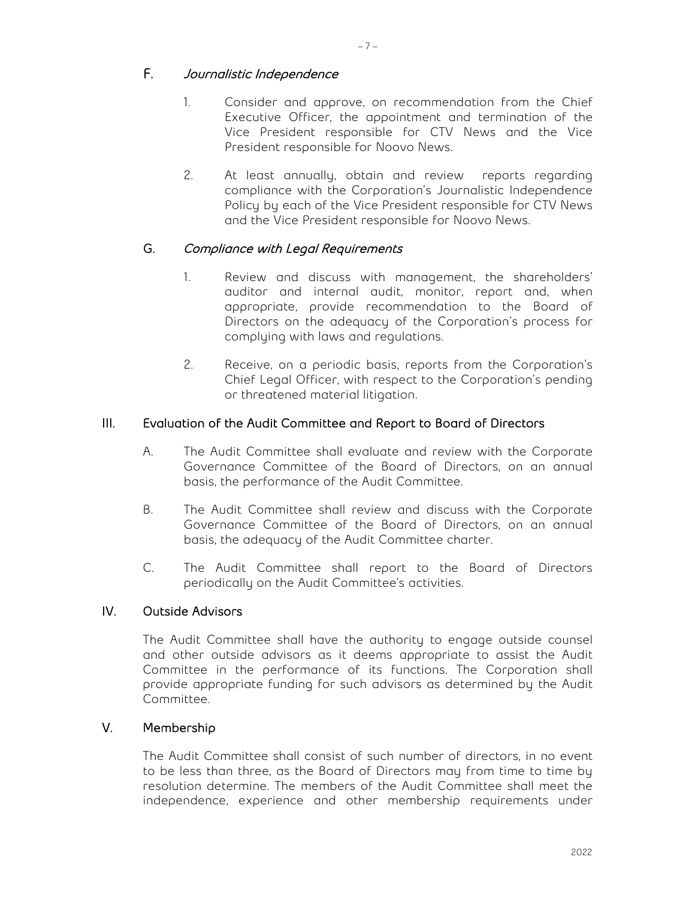### F. *Journalistic Independence*

1. Consider and approve, on recommendation from the Chief Executive Officer, the appointment and termination of the Vice President responsible for CTV News and the Vice President responsible for Noovo News.

2. At least annually, obtain and review reports regarding compliance with the Corporation's Journalistic Independence Policy by each of the Vice President responsible for CTV News and the Vice President responsible for Noovo News.

### G. *Compliance with Legal Requirements*

1. Review and discuss with management, the shareholders' auditor and internal audit, monitor, report and, when appropriate, provide recommendation to the Board of Directors on the adequacy of the Corporation's process for complying with laws and regulations.

2. Receive, on a periodic basis, reports from the Corporation's Chief Legal Officer, with respect to the Corporation's pending or threatened material litigation.

## III. Evaluation of the Audit Committee and Report to Board of Directors

A. The Audit Committee shall evaluate and review with the Corporate Governance Committee of the Board of Directors, on an annual basis, the performance of the Audit Committee.

B. The Audit Committee shall review and discuss with the Corporate Governance Committee of the Board of Directors, on an annual basis, the adequacy of the Audit Committee charter.

C. The Audit Committee shall report to the Board of Directors periodically on the Audit Committee's activities.

## IV. Outside Advisors

The Audit Committee shall have the authority to engage outside counsel and other outside advisors as it deems appropriate to assist the Audit Committee in the performance of its functions. The Corporation shall provide appropriate funding for such advisors as determined by the Audit Committee.

## V. Membership

The Audit Committee shall consist of such number of directors, in no event to be less than three, as the Board of Directors may from time to time by resolution determine. The members of the Audit Committee shall meet the independence, experience and other membership requirements under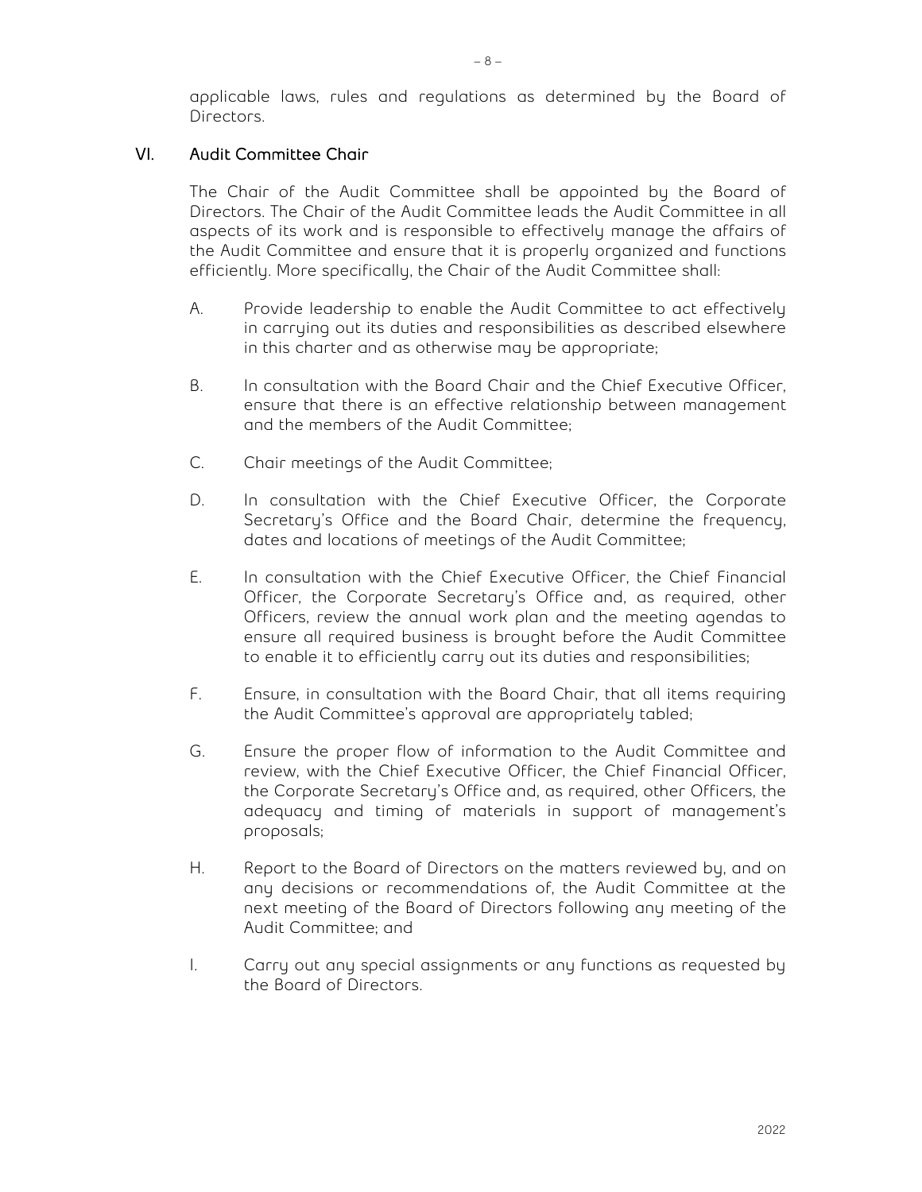applicable laws, rules and regulations as determined by the Board of Directors.

## VI. Audit Committee Chair

The Chair of the Audit Committee shall be appointed by the Board of Directors. The Chair of the Audit Committee leads the Audit Committee in all aspects of its work and is responsible to effectively manage the affairs of the Audit Committee and ensure that it is properly organized and functions efficiently. More specifically, the Chair of the Audit Committee shall:

A. Provide leadership to enable the Audit Committee to act effectively in carrying out its duties and responsibilities as described elsewhere in this charter and as otherwise may be appropriate;

B. In consultation with the Board Chair and the Chief Executive Officer, ensure that there is an effective relationship between management and the members of the Audit Committee;

C. Chair meetings of the Audit Committee;

D. In consultation with the Chief Executive Officer, the Corporate Secretary's Office and the Board Chair, determine the frequency, dates and locations of meetings of the Audit Committee;

E. In consultation with the Chief Executive Officer, the Chief Financial Officer, the Corporate Secretary's Office and, as required, other Officers, review the annual work plan and the meeting agendas to ensure all required business is brought before the Audit Committee to enable it to efficiently carry out its duties and responsibilities;

F. Ensure, in consultation with the Board Chair, that all items requiring the Audit Committee's approval are appropriately tabled;

G. Ensure the proper flow of information to the Audit Committee and review, with the Chief Executive Officer, the Chief Financial Officer, the Corporate Secretary's Office and, as required, other Officers, the adequacy and timing of materials in support of management's proposals;

H. Report to the Board of Directors on the matters reviewed by, and on any decisions or recommendations of, the Audit Committee at the next meeting of the Board of Directors following any meeting of the Audit Committee; and

I. Carry out any special assignments or any functions as requested by the Board of Directors.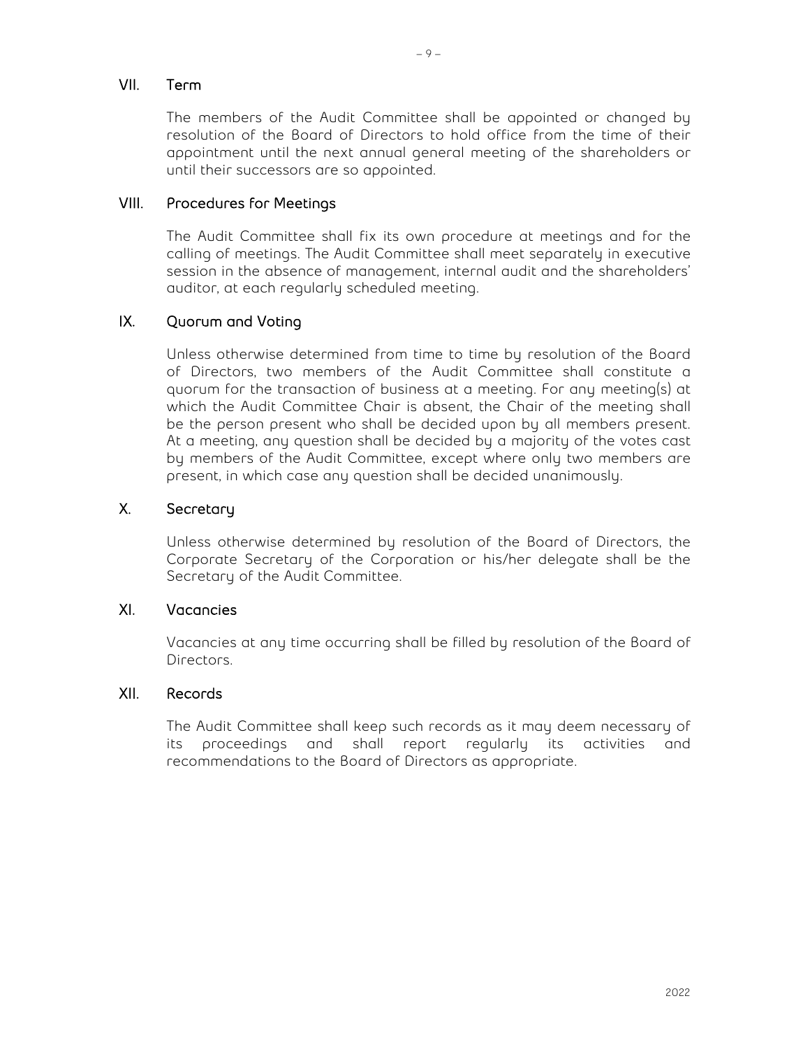## VII. Term

The members of the Audit Committee shall be appointed or changed by resolution of the Board of Directors to hold office from the time of their appointment until the next annual general meeting of the shareholders or until their successors are so appointed.

## VIII. Procedures for Meetings

The Audit Committee shall fix its own procedure at meetings and for the calling of meetings. The Audit Committee shall meet separately in executive session in the absence of management, internal audit and the shareholders' auditor, at each regularly scheduled meeting.

## IX. Quorum and Voting

Unless otherwise determined from time to time by resolution of the Board of Directors, two members of the Audit Committee shall constitute a quorum for the transaction of business at a meeting. For any meeting(s) at which the Audit Committee Chair is absent, the Chair of the meeting shall be the person present who shall be decided upon by all members present. At a meeting, any question shall be decided by a majority of the votes cast by members of the Audit Committee, except where only two members are present, in which case any question shall be decided unanimously.

## X. Secretary

Unless otherwise determined by resolution of the Board of Directors, the Corporate Secretary of the Corporation or his/her delegate shall be the Secretary of the Audit Committee.

## XI. Vacancies

Vacancies at any time occurring shall be filled by resolution of the Board of Directors.

## XII. Records

The Audit Committee shall keep such records as it may deem necessary of its proceedings and shall report regularly its activities and recommendations to the Board of Directors as appropriate.